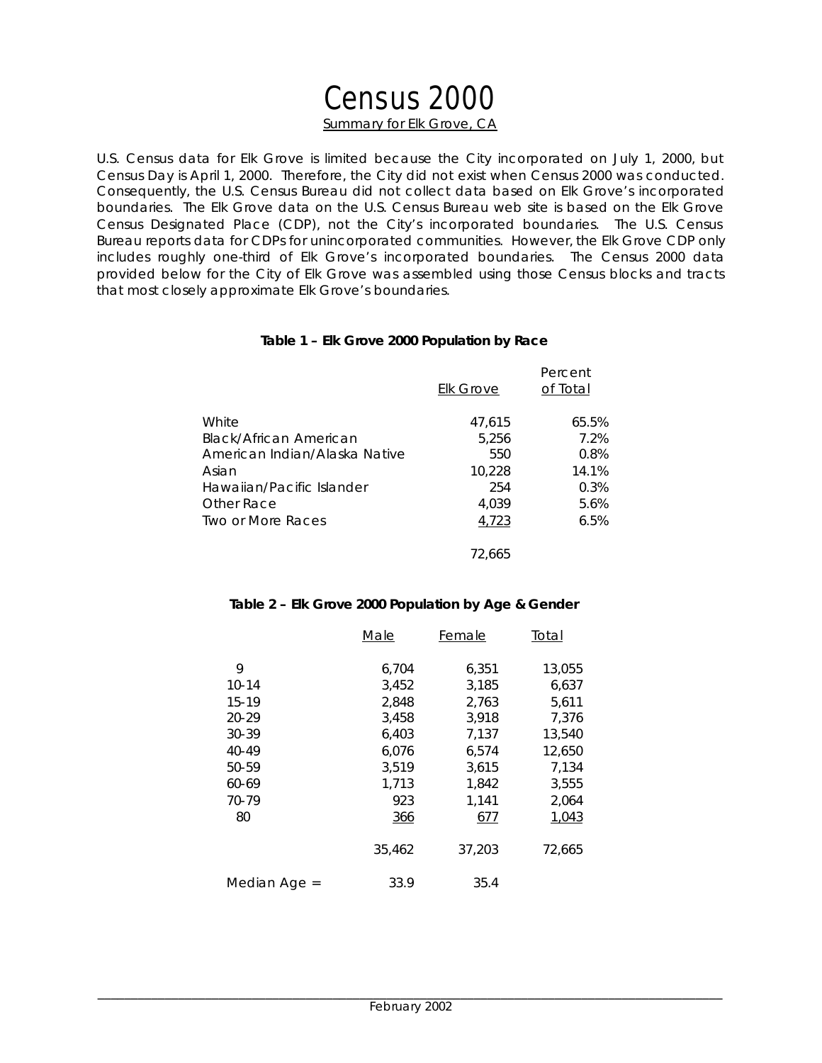# Census 2000

Summary for Elk Grove, CA

U.S. Census data for Elk Grove is limited because the City incorporated on July 1, 2000, but Census Day is April 1, 2000. Therefore, the City did not exist when Census 2000 was conducted. Consequently, the U.S. Census Bureau did not collect data based on Elk Grove's incorporated boundaries. The Elk Grove data on the U.S. Census Bureau web site is based on the Elk Grove Census Designated Place (CDP), not the City's incorporated boundaries. The U.S. Census Bureau reports data for CDPs for unincorporated communities. However, the Elk Grove CDP only includes roughly one-third of Elk Grove's incorporated boundaries. The Census 2000 data provided below for the City of Elk Grove was assembled using those Census blocks and tracts that most closely approximate Elk Grove's boundaries.

**Table 1 – Elk Grove 2000 Population by Race**

| | Elk Grove | Percent of Total |
|---|---|---|
| White | 47,615 | 65.5% |
| Black/African American | 5,256 | 7.2% |
| American Indian/Alaska Native | 550 | 0.8% |
| Asian | 10,228 | 14.1% |
| Hawaiian/Pacific Islander | 254 | 0.3% |
| Other Race | 4,039 | 5.6% |
| Two or More Races | 4,723 | 6.5% |
| | 72,665 | |

**Table 2 – Elk Grove 2000 Population by Age & Gender**

| | Male | Female | Total |
|---|---|---|---|
| 9 | 6,704 | 6,351 | 13,055 |
| 10-14 | 3,452 | 3,185 | 6,637 |
| 15-19 | 2,848 | 2,763 | 5,611 |
| 20-29 | 3,458 | 3,918 | 7,376 |
| 30-39 | 6,403 | 7,137 | 13,540 |
| 40-49 | 6,076 | 6,574 | 12,650 |
| 50-59 | 3,519 | 3,615 | 7,134 |
| 60-69 | 1,713 | 1,842 | 3,555 |
| 70-79 | 923 | 1,141 | 2,064 |
| 80 | 366 | 677 | 1,043 |
| | 35,462 | 37,203 | 72,665 |
| Median Age = | 33.9 | 35.4 | |

February 2002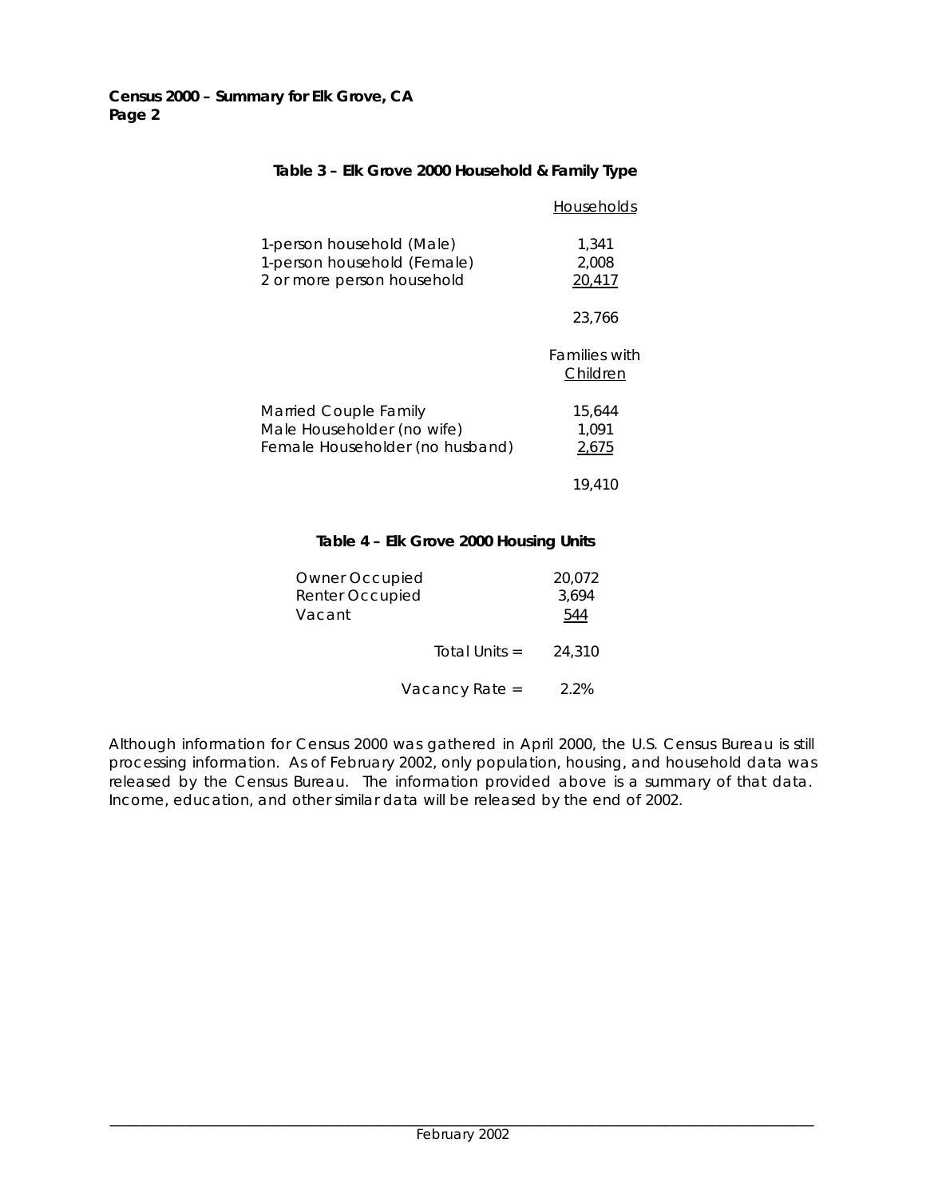**Census 2000 – Summary for Elk Grove, CA**
**Page 2**

### Table 3 – Elk Grove 2000 Household & Family Type

| | Households |
|---|---|
| 1-person household (Male) | 1,341 |
| 1-person household (Female) | 2,008 |
| 2 or more person household | 20,417 |
| | 23,766 |

| | Families with Children |
|---|---|
| Married Couple Family | 15,644 |
| Male Householder (no wife) | 1,091 |
| Female Householder (no husband) | 2,675 |
| | 19,410 |

### Table 4 – Elk Grove 2000 Housing Units

| | |
|---|---|
| Owner Occupied | 20,072 |
| Renter Occupied | 3,694 |
| Vacant | 544 |
| Total Units = | 24,310 |
| Vacancy Rate = | 2.2% |

Although information for Census 2000 was gathered in April 2000, the U.S. Census Bureau is still processing information. As of February 2002, only population, housing, and household data was released by the Census Bureau. The information provided above is a summary of that data. Income, education, and other similar data will be released by the end of 2002.